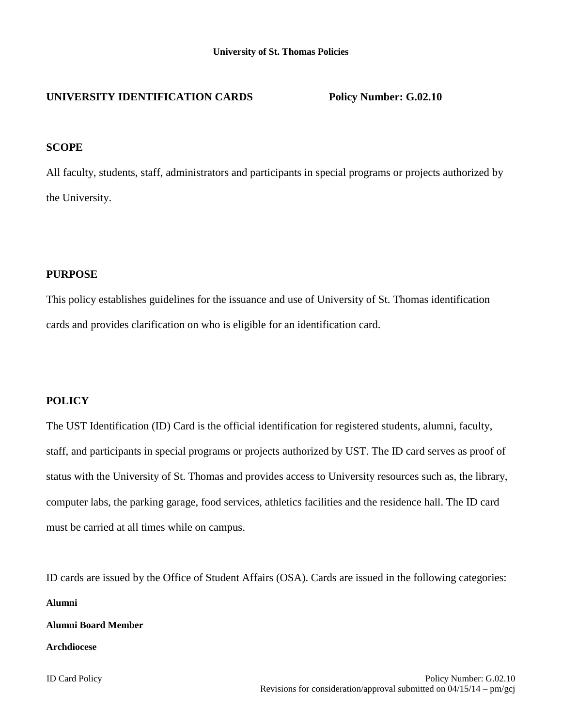**University of St. Thomas Policies**

## UNIVERSITY IDENTIFICATION CARDS    Policy Number: G.02.10

### SCOPE

All faculty, students, staff, administrators and participants in special programs or projects authorized by the University.

### PURPOSE

This policy establishes guidelines for the issuance and use of University of St. Thomas identification cards and provides clarification on who is eligible for an identification card.

### POLICY

The UST Identification (ID) Card is the official identification for registered students, alumni, faculty, staff, and participants in special programs or projects authorized by UST. The ID card serves as proof of status with the University of St. Thomas and provides access to University resources such as, the library, computer labs, the parking garage, food services, athletics facilities and the residence hall. The ID card must be carried at all times while on campus.

ID cards are issued by the Office of Student Affairs (OSA). Cards are issued in the following categories:

**Alumni**

**Alumni Board Member**

**Archdiocese**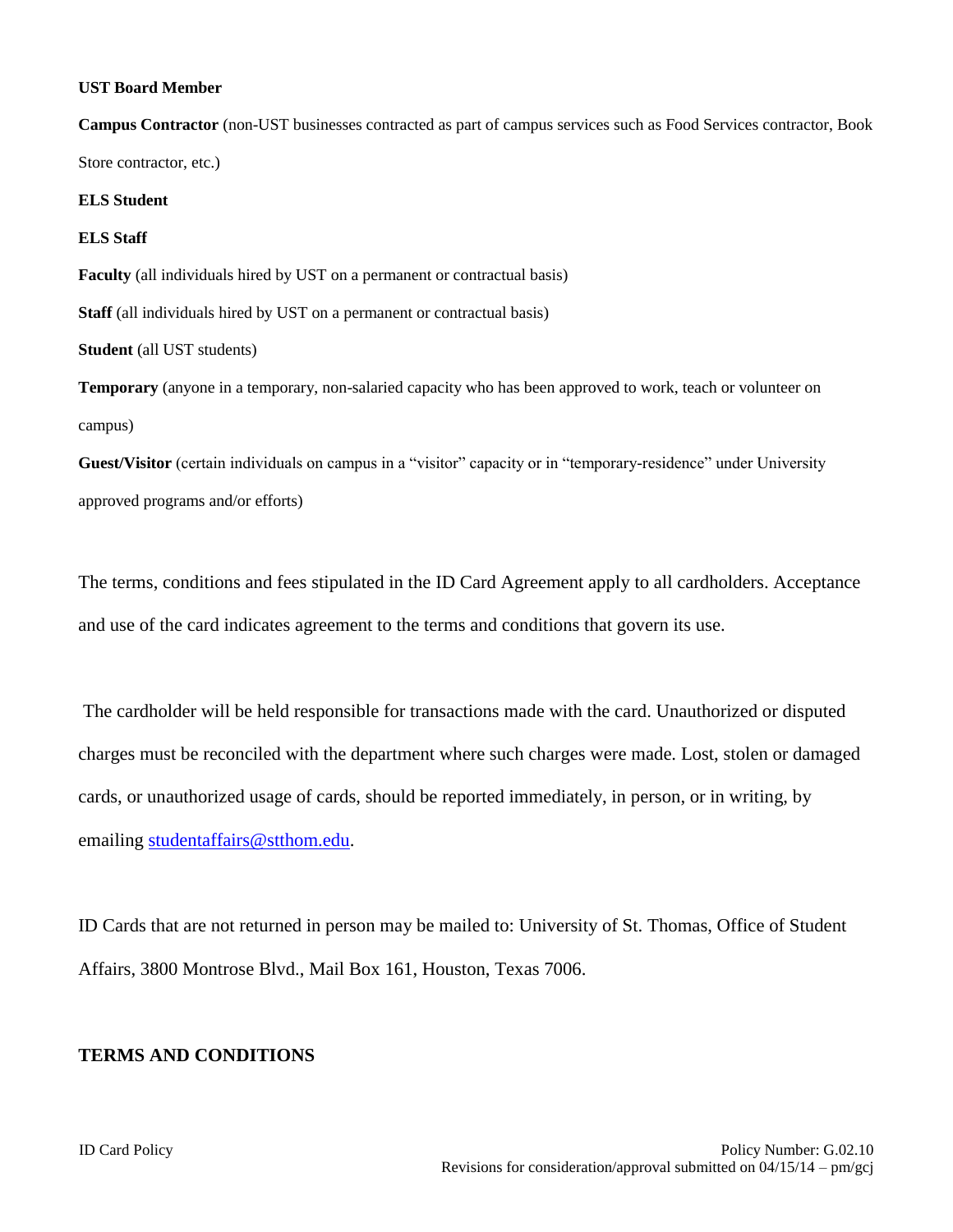**UST Board Member**

**Campus Contractor** (non-UST businesses contracted as part of campus services such as Food Services contractor, Book Store contractor, etc.)

**ELS Student**

**ELS Staff**

**Faculty** (all individuals hired by UST on a permanent or contractual basis)

**Staff** (all individuals hired by UST on a permanent or contractual basis)

**Student** (all UST students)

**Temporary** (anyone in a temporary, non-salaried capacity who has been approved to work, teach or volunteer on campus)

**Guest/Visitor** (certain individuals on campus in a "visitor" capacity or in "temporary-residence" under University approved programs and/or efforts)

The terms, conditions and fees stipulated in the ID Card Agreement apply to all cardholders. Acceptance and use of the card indicates agreement to the terms and conditions that govern its use.

The cardholder will be held responsible for transactions made with the card. Unauthorized or disputed charges must be reconciled with the department where such charges were made. Lost, stolen or damaged cards, or unauthorized usage of cards, should be reported immediately, in person, or in writing, by emailing studentaffairs@stthom.edu.

ID Cards that are not returned in person may be mailed to: University of St. Thomas, Office of Student Affairs, 3800 Montrose Blvd., Mail Box 161, Houston, Texas 7006.

## TERMS AND CONDITIONS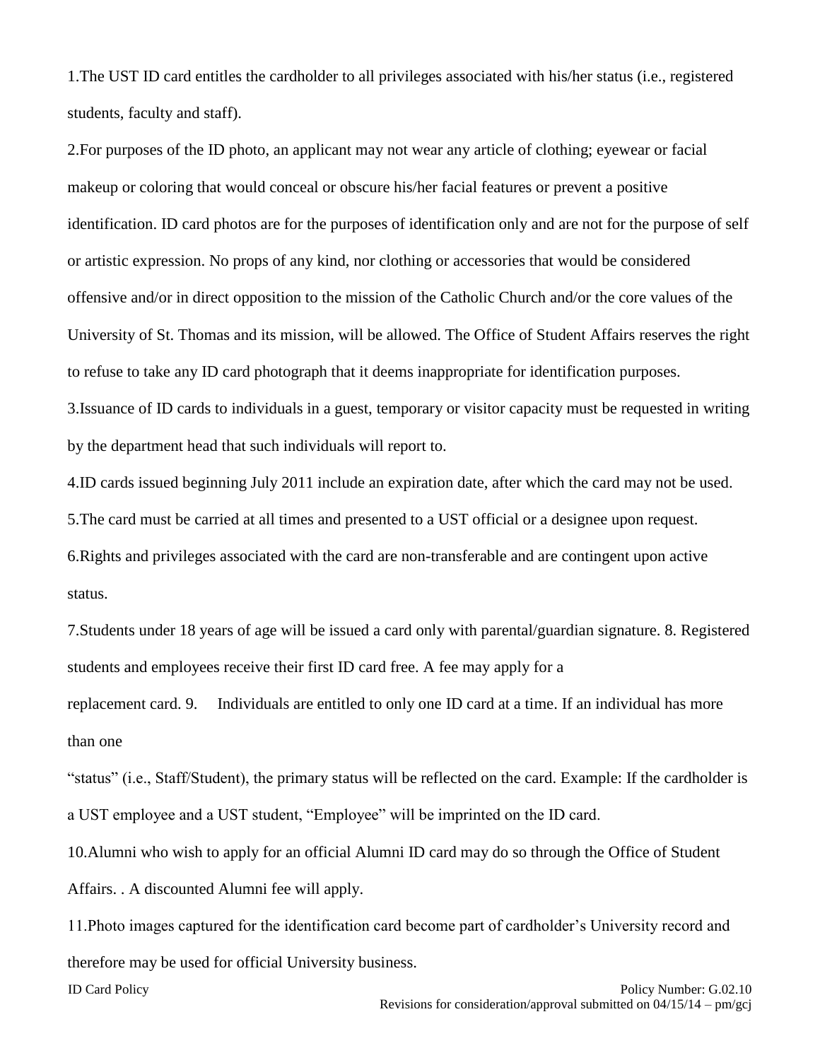1.The UST ID card entitles the cardholder to all privileges associated with his/her status (i.e., registered students, faculty and staff).

2.For purposes of the ID photo, an applicant may not wear any article of clothing; eyewear or facial makeup or coloring that would conceal or obscure his/her facial features or prevent a positive identification. ID card photos are for the purposes of identification only and are not for the purpose of self or artistic expression. No props of any kind, nor clothing or accessories that would be considered offensive and/or in direct opposition to the mission of the Catholic Church and/or the core values of the University of St. Thomas and its mission, will be allowed. The Office of Student Affairs reserves the right to refuse to take any ID card photograph that it deems inappropriate for identification purposes.

3.Issuance of ID cards to individuals in a guest, temporary or visitor capacity must be requested in writing by the department head that such individuals will report to.

4.ID cards issued beginning July 2011 include an expiration date, after which the card may not be used.

5.The card must be carried at all times and presented to a UST official or a designee upon request.

6.Rights and privileges associated with the card are non-transferable and are contingent upon active status.

7.Students under 18 years of age will be issued a card only with parental/guardian signature. 8. Registered students and employees receive their first ID card free. A fee may apply for a replacement card. 9. Individuals are entitled to only one ID card at a time. If an individual has more than one "status" (i.e., Staff/Student), the primary status will be reflected on the card. Example: If the cardholder is a UST employee and a UST student, "Employee" will be imprinted on the ID card.

10.Alumni who wish to apply for an official Alumni ID card may do so through the Office of Student Affairs. . A discounted Alumni fee will apply.

11.Photo images captured for the identification card become part of cardholder's University record and therefore may be used for official University business.

ID Card Policy Policy Number: G.02.10

Revisions for consideration/approval submitted on 04/15/14 – pm/gcj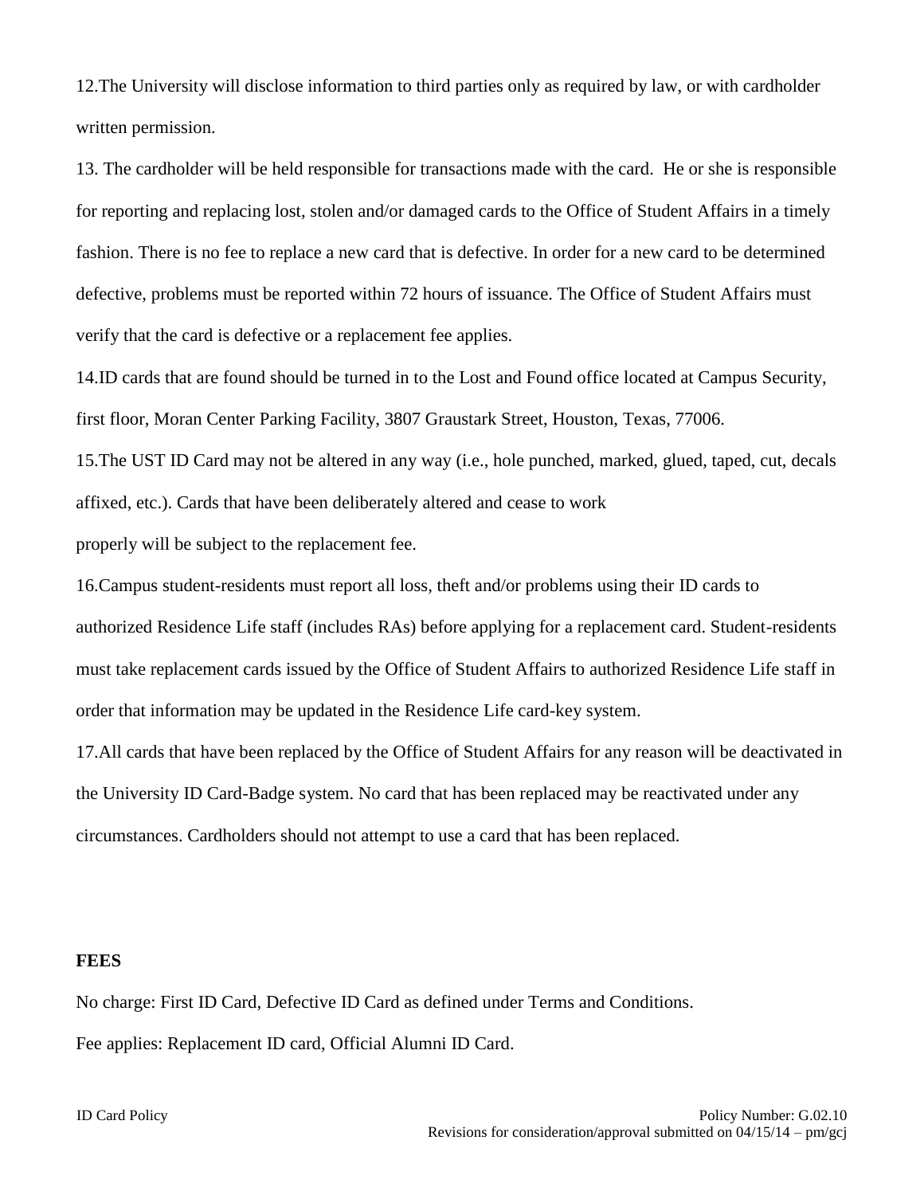12.The University will disclose information to third parties only as required by law, or with cardholder written permission.

13. The cardholder will be held responsible for transactions made with the card. He or she is responsible for reporting and replacing lost, stolen and/or damaged cards to the Office of Student Affairs in a timely fashion. There is no fee to replace a new card that is defective. In order for a new card to be determined defective, problems must be reported within 72 hours of issuance. The Office of Student Affairs must verify that the card is defective or a replacement fee applies.

14.ID cards that are found should be turned in to the Lost and Found office located at Campus Security, first floor, Moran Center Parking Facility, 3807 Graustark Street, Houston, Texas, 77006.

15.The UST ID Card may not be altered in any way (i.e., hole punched, marked, glued, taped, cut, decals affixed, etc.). Cards that have been deliberately altered and cease to work properly will be subject to the replacement fee.

16.Campus student-residents must report all loss, theft and/or problems using their ID cards to authorized Residence Life staff (includes RAs) before applying for a replacement card. Student-residents must take replacement cards issued by the Office of Student Affairs to authorized Residence Life staff in order that information may be updated in the Residence Life card-key system.

17.All cards that have been replaced by the Office of Student Affairs for any reason will be deactivated in the University ID Card-Badge system. No card that has been replaced may be reactivated under any circumstances. Cardholders should not attempt to use a card that has been replaced.

**FEES**

No charge: First ID Card, Defective ID Card as defined under Terms and Conditions.

Fee applies: Replacement ID card, Official Alumni ID Card.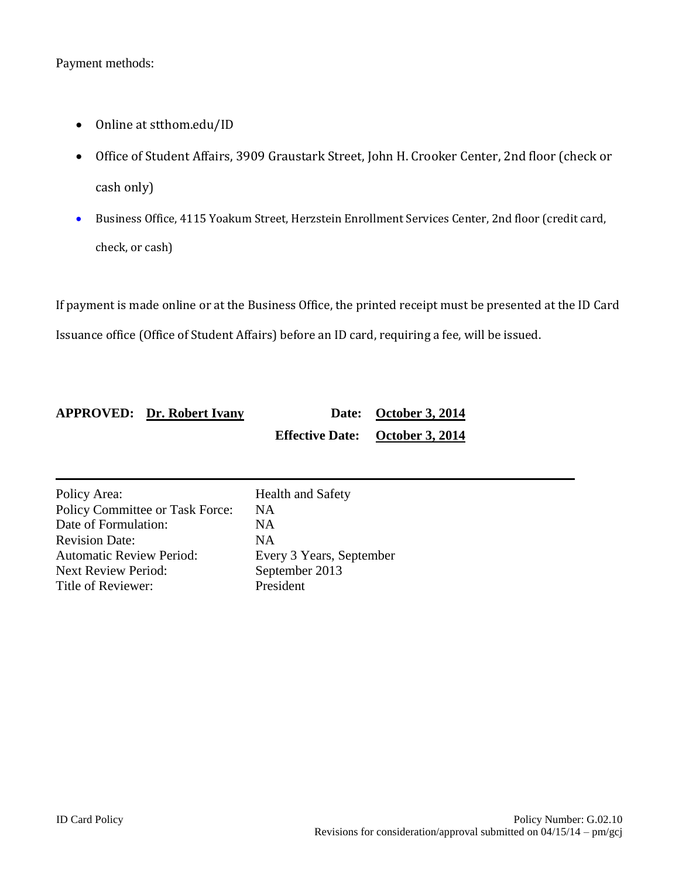Payment methods:

- Online at stthom.edu/ID
- Office of Student Affairs, 3909 Graustark Street, John H. Crooker Center, 2nd floor (check or cash only)
- Business Office, 4115 Yoakum Street, Herzstein Enrollment Services Center, 2nd floor (credit card, check, or cash)

If payment is made online or at the Business Office, the printed receipt must be presented at the ID Card Issuance office (Office of Student Affairs) before an ID card, requiring a fee, will be issued.

**APPROVED:** **Dr. Robert Ivany** **Date:** **October 3, 2014**

**Effective Date:** **October 3, 2014**

---

| | |
|---|---|
| Policy Area: | Health and Safety |
| Policy Committee or Task Force: | NA |
| Date of Formulation: | NA |
| Revision Date: | NA |
| Automatic Review Period: | Every 3 Years, September |
| Next Review Period: | September 2013 |
| Title of Reviewer: | President |

ID Card Policy

Policy Number: G.02.10

Revisions for consideration/approval submitted on 04/15/14 – pm/gcj